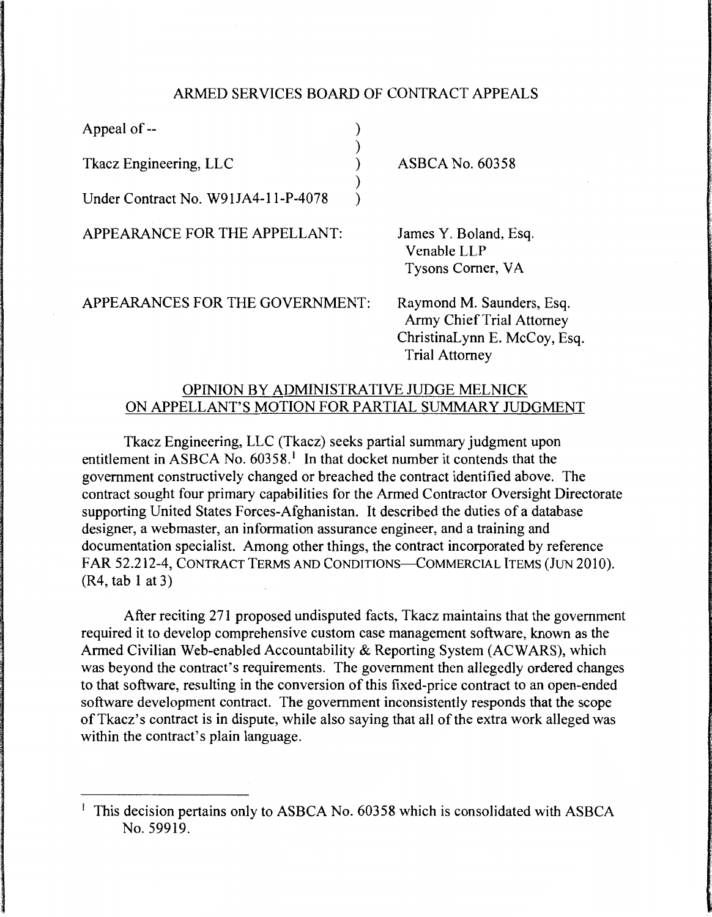# ARMED SERVICES BOARD OF CONTRACT APPEALS

| | | |
|---|---|---|
| Appeal of -- | ) | |
| | ) | |
| Tkacz Engineering, LLC | ) | ASBCA No. 60358 |
| | ) | |
| Under Contract No. W91JA4-11-P-4078 | ) | |

APPEARANCE FOR THE APPELLANT:

James Y. Boland, Esq.
Venable LLP
Tysons Corner, VA

APPEARANCES FOR THE GOVERNMENT:

Raymond M. Saunders, Esq.
Army Chief Trial Attorney
ChristinaLynn E. McCoy, Esq.
Trial Attorney

## OPINION BY ADMINISTRATIVE JUDGE MELNICK ON APPELLANT'S MOTION FOR PARTIAL SUMMARY JUDGMENT

Tkacz Engineering, LLC (Tkacz) seeks partial summary judgment upon entitlement in ASBCA No. 60358.[1] In that docket number it contends that the government constructively changed or breached the contract identified above. The contract sought four primary capabilities for the Armed Contractor Oversight Directorate supporting United States Forces-Afghanistan. It described the duties of a database designer, a webmaster, an information assurance engineer, and a training and documentation specialist. Among other things, the contract incorporated by reference FAR 52.212-4, CONTRACT TERMS AND CONDITIONS—COMMERCIAL ITEMS (JUN 2010). (R4, tab 1 at 3)

After reciting 271 proposed undisputed facts, Tkacz maintains that the government required it to develop comprehensive custom case management software, known as the Armed Civilian Web-enabled Accountability & Reporting System (ACWARS), which was beyond the contract's requirements. The government then allegedly ordered changes to that software, resulting in the conversion of this fixed-price contract to an open-ended software development contract. The government inconsistently responds that the scope of Tkacz's contract is in dispute, while also saying that all of the extra work alleged was within the contract's plain language.

---

[1] This decision pertains only to ASBCA No. 60358 which is consolidated with ASBCA No. 59919.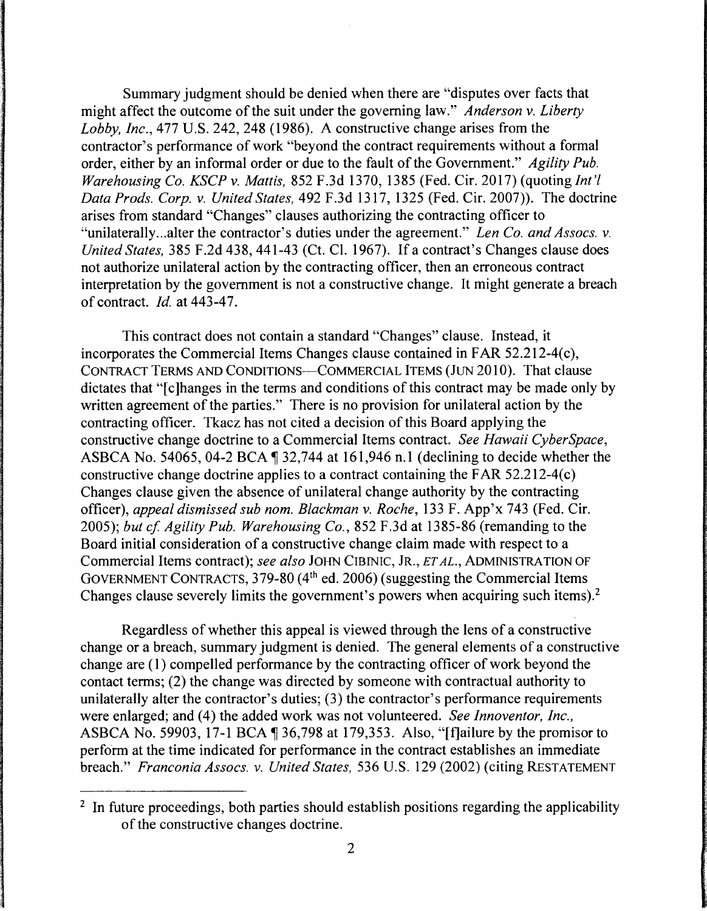Summary judgment should be denied when there are "disputes over facts that might affect the outcome of the suit under the governing law." *Anderson v. Liberty Lobby, Inc.*, 477 U.S. 242, 248 (1986). A constructive change arises from the contractor's performance of work "beyond the contract requirements without a formal order, either by an informal order or due to the fault of the Government." *Agility Pub. Warehousing Co. KSCP v. Mattis*, 852 F.3d 1370, 1385 (Fed. Cir. 2017) (quoting *Int'l Data Prods. Corp. v. United States*, 492 F.3d 1317, 1325 (Fed. Cir. 2007)). The doctrine arises from standard "Changes" clauses authorizing the contracting officer to "unilaterally...alter the contractor's duties under the agreement." *Len Co. and Assocs. v. United States*, 385 F.2d 438, 441-43 (Ct. Cl. 1967). If a contract's Changes clause does not authorize unilateral action by the contracting officer, then an erroneous contract interpretation by the government is not a constructive change. It might generate a breach of contract. *Id.* at 443-47.

This contract does not contain a standard "Changes" clause. Instead, it incorporates the Commercial Items Changes clause contained in FAR 52.212-4(c), CONTRACT TERMS AND CONDITIONS—COMMERCIAL ITEMS (JUN 2010). That clause dictates that "[c]hanges in the terms and conditions of this contract may be made only by written agreement of the parties." There is no provision for unilateral action by the contracting officer. Tkacz has not cited a decision of this Board applying the constructive change doctrine to a Commercial Items contract. *See Hawaii CyberSpace*, ASBCA No. 54065, 04-2 BCA ¶ 32,744 at 161,946 n.1 (declining to decide whether the constructive change doctrine applies to a contract containing the FAR 52.212-4(c) Changes clause given the absence of unilateral change authority by the contracting officer), *appeal dismissed sub nom. Blackman v. Roche*, 133 F. App'x 743 (Fed. Cir. 2005); *but cf. Agility Pub. Warehousing Co.*, 852 F.3d at 1385-86 (remanding to the Board initial consideration of a constructive change claim made with respect to a Commercial Items contract); *see also* JOHN CIBINIC, JR., *ET AL.*, ADMINISTRATION OF GOVERNMENT CONTRACTS, 379-80 (4th ed. 2006) (suggesting the Commercial Items Changes clause severely limits the government's powers when acquiring such items).[2]

Regardless of whether this appeal is viewed through the lens of a constructive change or a breach, summary judgment is denied. The general elements of a constructive change are (1) compelled performance by the contracting officer of work beyond the contact terms; (2) the change was directed by someone with contractual authority to unilaterally alter the contractor's duties; (3) the contractor's performance requirements were enlarged; and (4) the added work was not volunteered. *See Innoventor, Inc.*, ASBCA No. 59903, 17-1 BCA ¶ 36,798 at 179,353. Also, "[f]ailure by the promisor to perform at the time indicated for performance in the contract establishes an immediate breach." *Franconia Assocs. v. United States*, 536 U.S. 129 (2002) (citing RESTATEMENT

[2] In future proceedings, both parties should establish positions regarding the applicability of the constructive changes doctrine.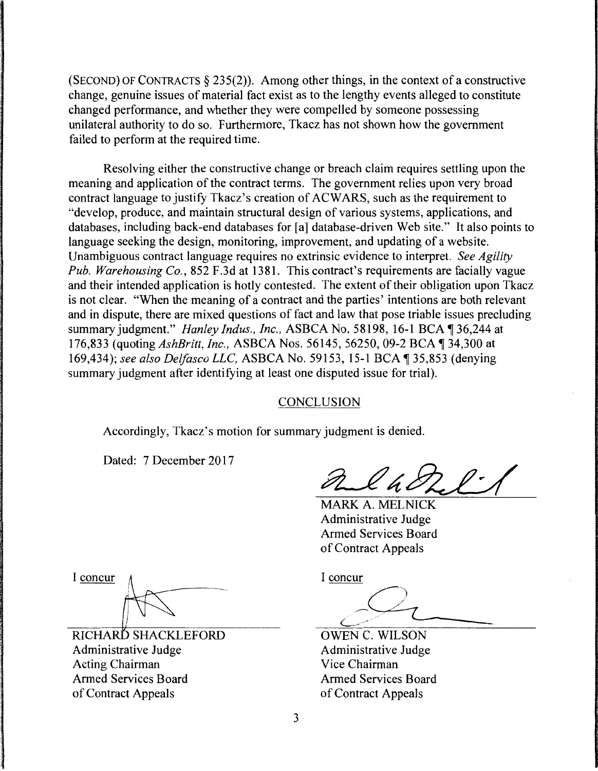(SECOND) OF CONTRACTS § 235(2)). Among other things, in the context of a constructive change, genuine issues of material fact exist as to the lengthy events alleged to constitute changed performance, and whether they were compelled by someone possessing unilateral authority to do so. Furthermore, Tkacz has not shown how the government failed to perform at the required time.

Resolving either the constructive change or breach claim requires settling upon the meaning and application of the contract terms. The government relies upon very broad contract language to justify Tkacz's creation of ACWARS, such as the requirement to "develop, produce, and maintain structural design of various systems, applications, and databases, including back-end databases for [a] database-driven Web site." It also points to language seeking the design, monitoring, improvement, and updating of a website. Unambiguous contract language requires no extrinsic evidence to interpret. *See Agility Pub. Warehousing Co.*, 852 F.3d at 1381. This contract's requirements are facially vague and their intended application is hotly contested. The extent of their obligation upon Tkacz is not clear. "When the meaning of a contract and the parties' intentions are both relevant and in dispute, there are mixed questions of fact and law that pose triable issues precluding summary judgment." *Hanley Indus., Inc.,* ASBCA No. 58198, 16-1 BCA ¶ 36,244 at 176,833 (quoting *AshBritt, Inc.,* ASBCA Nos. 56145, 56250, 09-2 BCA ¶ 34,300 at 169,434); *see also Delfasco LLC,* ASBCA No. 59153, 15-1 BCA ¶ 35,853 (denying summary judgment after identifying at least one disputed issue for trial).

## CONCLUSION

Accordingly, Tkacz's motion for summary judgment is denied.

Dated: 7 December 2017

MARK A. MELNICK
Administrative Judge
Armed Services Board
of Contract Appeals

I concur

RICHARD SHACKLEFORD
Administrative Judge
Acting Chairman
Armed Services Board
of Contract Appeals

I concur

OWEN C. WILSON
Administrative Judge
Vice Chairman
Armed Services Board
of Contract Appeals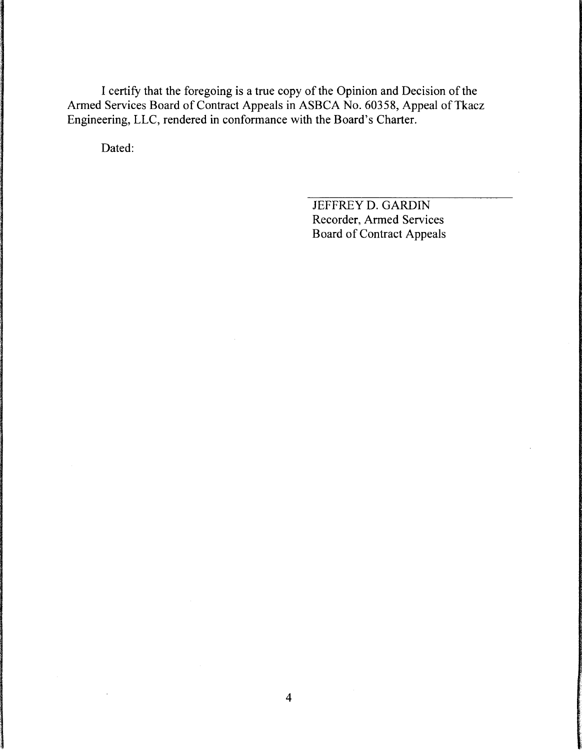I certify that the foregoing is a true copy of the Opinion and Decision of the Armed Services Board of Contract Appeals in ASBCA No. 60358, Appeal of Tkacz Engineering, LLC, rendered in conformance with the Board's Charter.

Dated:

JEFFREY D. GARDIN
Recorder, Armed Services
Board of Contract Appeals